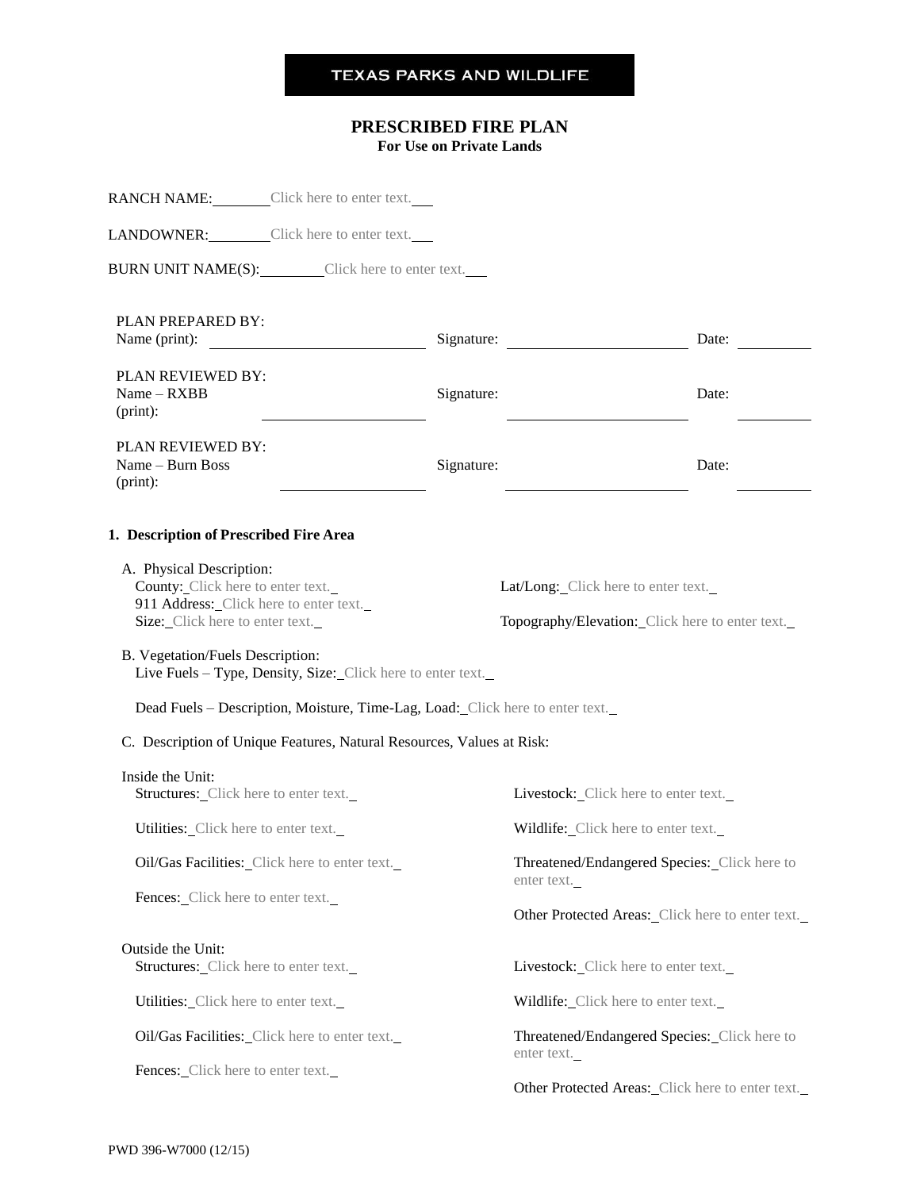TEXAS PARKS AND WILDLIFE

# PRESCRIBED FIRE PLAN

**For Use on Private Lands**

RANCH NAME: Click here to enter text.

LANDOWNER: Click here to enter text.

BURN UNIT NAME(S): Click here to enter text.

| | | | | | |
|---|---|---|---|---|---|
| PLAN PREPARED BY: Name (print): | | Signature: | | Date: | |
| PLAN REVIEWED BY: Name – RXBB (print): | | Signature: | | Date: | |
| PLAN REVIEWED BY: Name – Burn Boss (print): | | Signature: | | Date: | |

## 1. Description of Prescribed Fire Area

A. Physical Description:

County: Click here to enter text.

Lat/Long: Click here to enter text.

911 Address: Click here to enter text.

Size: Click here to enter text.

Topography/Elevation: Click here to enter text.

B. Vegetation/Fuels Description:

Live Fuels – Type, Density, Size: Click here to enter text.

Dead Fuels – Description, Moisture, Time-Lag, Load: Click here to enter text.

C. Description of Unique Features, Natural Resources, Values at Risk:

Inside the Unit:

Structures: Click here to enter text.

Utilities: Click here to enter text.

Oil/Gas Facilities: Click here to enter text.

Fences: Click here to enter text.

Livestock: Click here to enter text.

Wildlife: Click here to enter text.

Threatened/Endangered Species: Click here to enter text.

Other Protected Areas: Click here to enter text.

Outside the Unit:

Structures: Click here to enter text.

Utilities: Click here to enter text.

Oil/Gas Facilities: Click here to enter text.

Fences: Click here to enter text.

Livestock: Click here to enter text.

Wildlife: Click here to enter text.

Threatened/Endangered Species: Click here to enter text.

Other Protected Areas: Click here to enter text.

PWD 396-W7000 (12/15)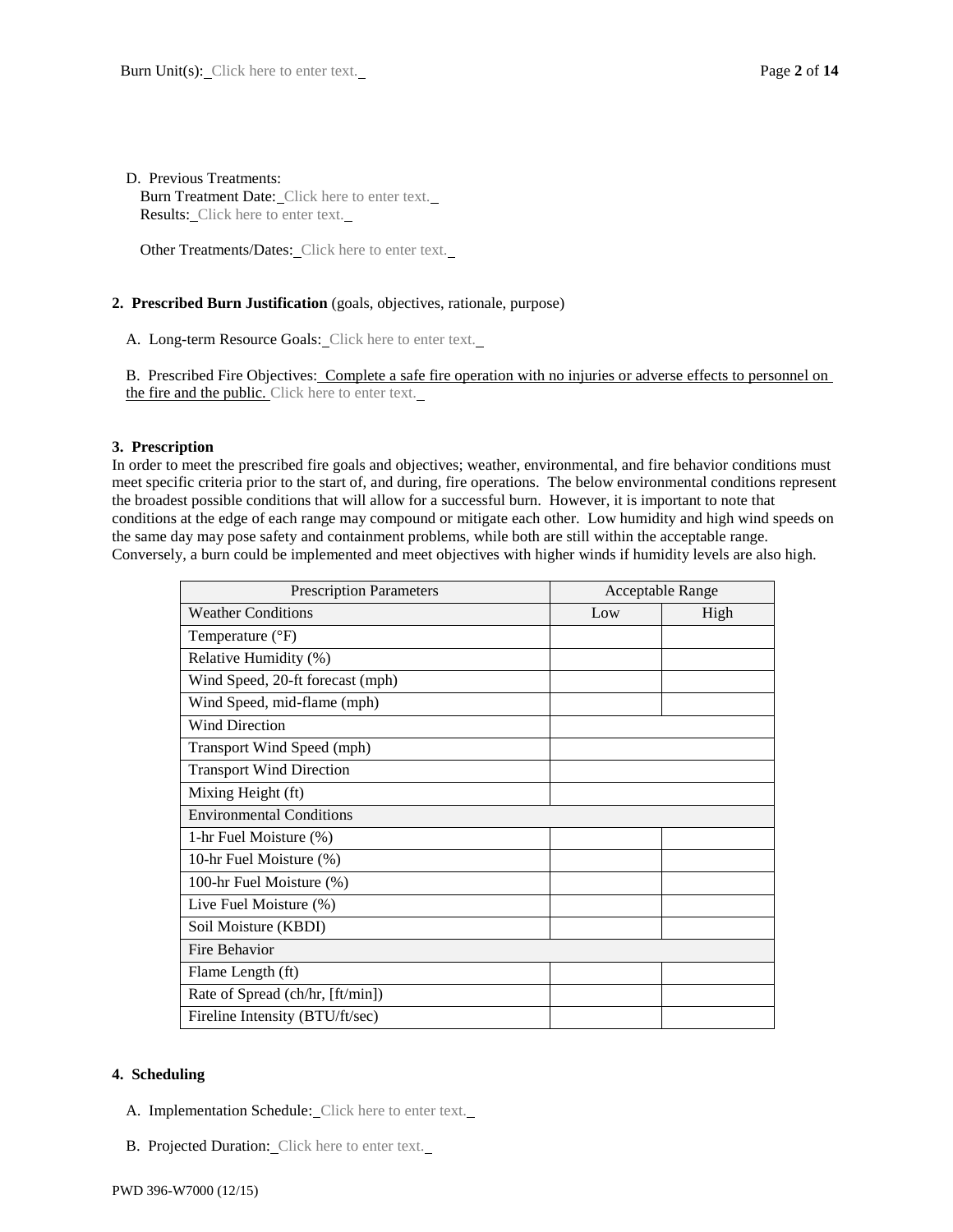D. Previous Treatments:
Burn Treatment Date: Click here to enter text.
Results: Click here to enter text.

Other Treatments/Dates: Click here to enter text.

**2. Prescribed Burn Justification** (goals, objectives, rationale, purpose)

A. Long-term Resource Goals: Click here to enter text.

B. Prescribed Fire Objectives: Complete a safe fire operation with no injuries or adverse effects to personnel on the fire and the public. Click here to enter text.

**3. Prescription**

In order to meet the prescribed fire goals and objectives; weather, environmental, and fire behavior conditions must meet specific criteria prior to the start of, and during, fire operations. The below environmental conditions represent the broadest possible conditions that will allow for a successful burn. However, it is important to note that conditions at the edge of each range may compound or mitigate each other. Low humidity and high wind speeds on the same day may pose safety and containment problems, while both are still within the acceptable range. Conversely, a burn could be implemented and meet objectives with higher winds if humidity levels are also high.

| Prescription Parameters | Acceptable Range | |
|---|---|---|
| Weather Conditions | Low | High |
| Temperature (°F) | | |
| Relative Humidity (%) | | |
| Wind Speed, 20-ft forecast (mph) | | |
| Wind Speed, mid-flame (mph) | | |
| Wind Direction | | |
| Transport Wind Speed (mph) | | |
| Transport Wind Direction | | |
| Mixing Height (ft) | | |
| Environmental Conditions | | |
| 1-hr Fuel Moisture (%) | | |
| 10-hr Fuel Moisture (%) | | |
| 100-hr Fuel Moisture (%) | | |
| Live Fuel Moisture (%) | | |
| Soil Moisture (KBDI) | | |
| Fire Behavior | | |
| Flame Length (ft) | | |
| Rate of Spread (ch/hr, [ft/min]) | | |
| Fireline Intensity (BTU/ft/sec) | | |

**4. Scheduling**

A. Implementation Schedule: Click here to enter text.

B. Projected Duration: Click here to enter text.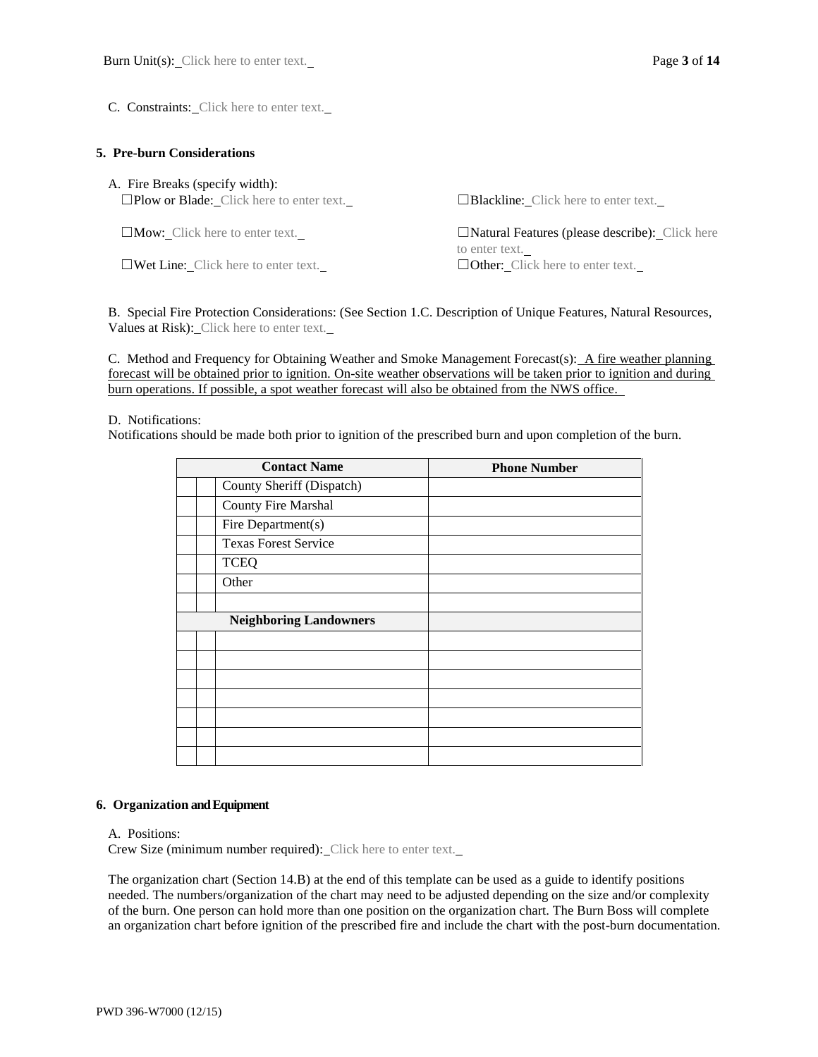Burn Unit(s): Click here to enter text.

C. Constraints: Click here to enter text.

## 5. Pre-burn Considerations

A. Fire Breaks (specify width):

☐Plow or Blade: Click here to enter text.

☐Blackline: Click here to enter text.

☐Mow: Click here to enter text.

☐Natural Features (please describe): Click here to enter text.

☐Wet Line: Click here to enter text.

☐Other: Click here to enter text.

B. Special Fire Protection Considerations: (See Section 1.C. Description of Unique Features, Natural Resources, Values at Risk): Click here to enter text.

C. Method and Frequency for Obtaining Weather and Smoke Management Forecast(s): A fire weather planning forecast will be obtained prior to ignition. On-site weather observations will be taken prior to ignition and during burn operations. If possible, a spot weather forecast will also be obtained from the NWS office.

D. Notifications:
Notifications should be made both prior to ignition of the prescribed burn and upon completion of the burn.

| | | Contact Name | Phone Number |
|---|---|---|---|
| | | County Sheriff (Dispatch) | |
| | | County Fire Marshal | |
| | | Fire Department(s) | |
| | | Texas Forest Service | |
| | | TCEQ | |
| | | Other | |
| | | | |
| | | **Neighboring Landowners** | |
| | | | |
| | | | |
| | | | |
| | | | |
| | | | |
| | | | |
| | | | |

## 6. Organization and Equipment

A. Positions:
Crew Size (minimum number required): Click here to enter text.

The organization chart (Section 14.B) at the end of this template can be used as a guide to identify positions needed. The numbers/organization of the chart may need to be adjusted depending on the size and/or complexity of the burn. One person can hold more than one position on the organization chart. The Burn Boss will complete an organization chart before ignition of the prescribed fire and include the chart with the post-burn documentation.

PWD 396-W7000 (12/15)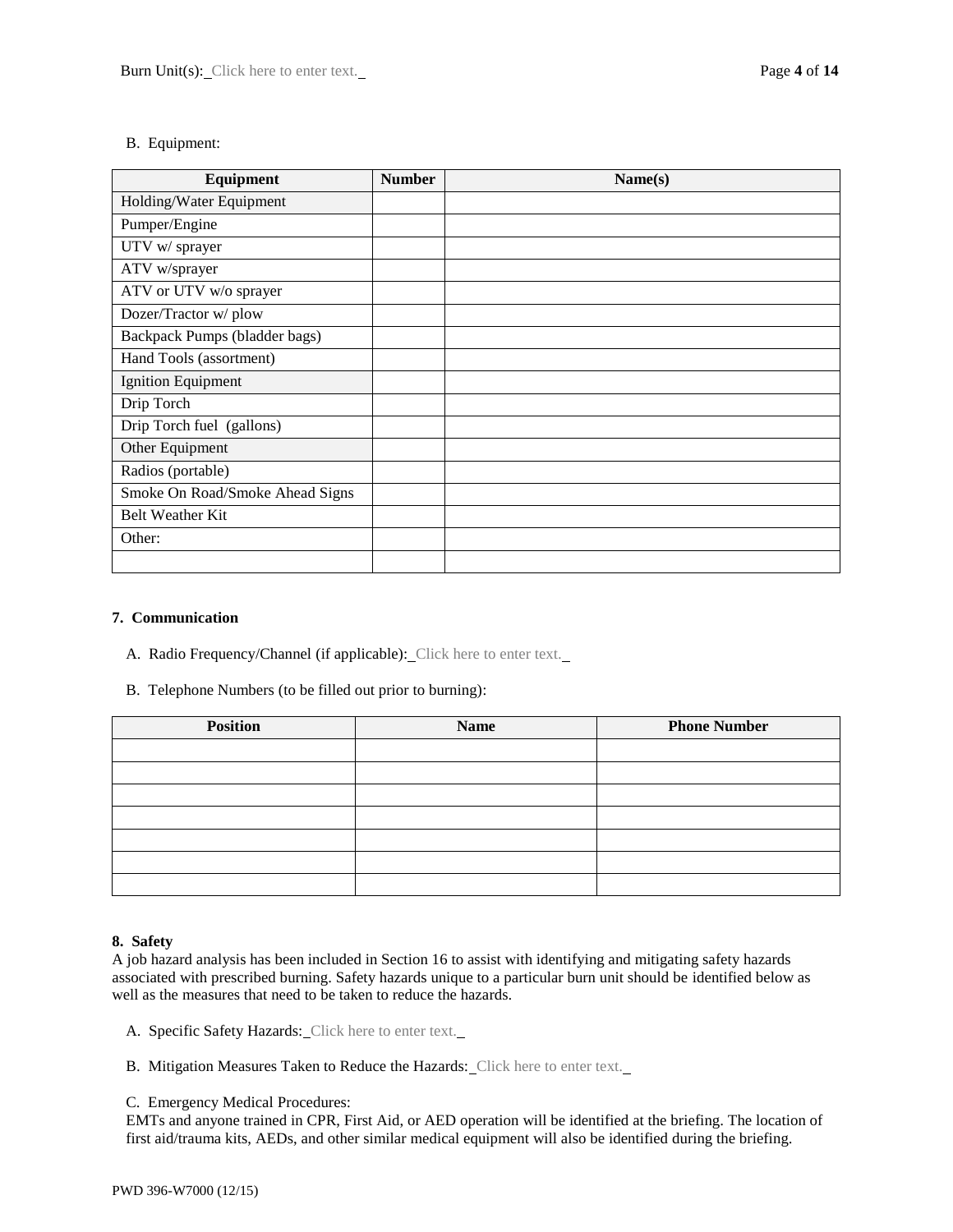B. Equipment:

| Equipment | Number | Name(s) |
|---|---|---|
| Holding/Water Equipment | | |
| Pumper/Engine | | |
| UTV w/ sprayer | | |
| ATV w/sprayer | | |
| ATV or UTV w/o sprayer | | |
| Dozer/Tractor w/ plow | | |
| Backpack Pumps (bladder bags) | | |
| Hand Tools (assortment) | | |
| Ignition Equipment | | |
| Drip Torch | | |
| Drip Torch fuel (gallons) | | |
| Other Equipment | | |
| Radios (portable) | | |
| Smoke On Road/Smoke Ahead Signs | | |
| Belt Weather Kit | | |
| Other: | | |
| | | |

**7. Communication**

A. Radio Frequency/Channel (if applicable): Click here to enter text.

B. Telephone Numbers (to be filled out prior to burning):

| Position | Name | Phone Number |
|---|---|---|
| | | |
| | | |
| | | |
| | | |
| | | |
| | | |
| | | |

**8. Safety**

A job hazard analysis has been included in Section 16 to assist with identifying and mitigating safety hazards associated with prescribed burning. Safety hazards unique to a particular burn unit should be identified below as well as the measures that need to be taken to reduce the hazards.

A. Specific Safety Hazards: Click here to enter text.

B. Mitigation Measures Taken to Reduce the Hazards: Click here to enter text.

C. Emergency Medical Procedures:
EMTs and anyone trained in CPR, First Aid, or AED operation will be identified at the briefing. The location of first aid/trauma kits, AEDs, and other similar medical equipment will also be identified during the briefing.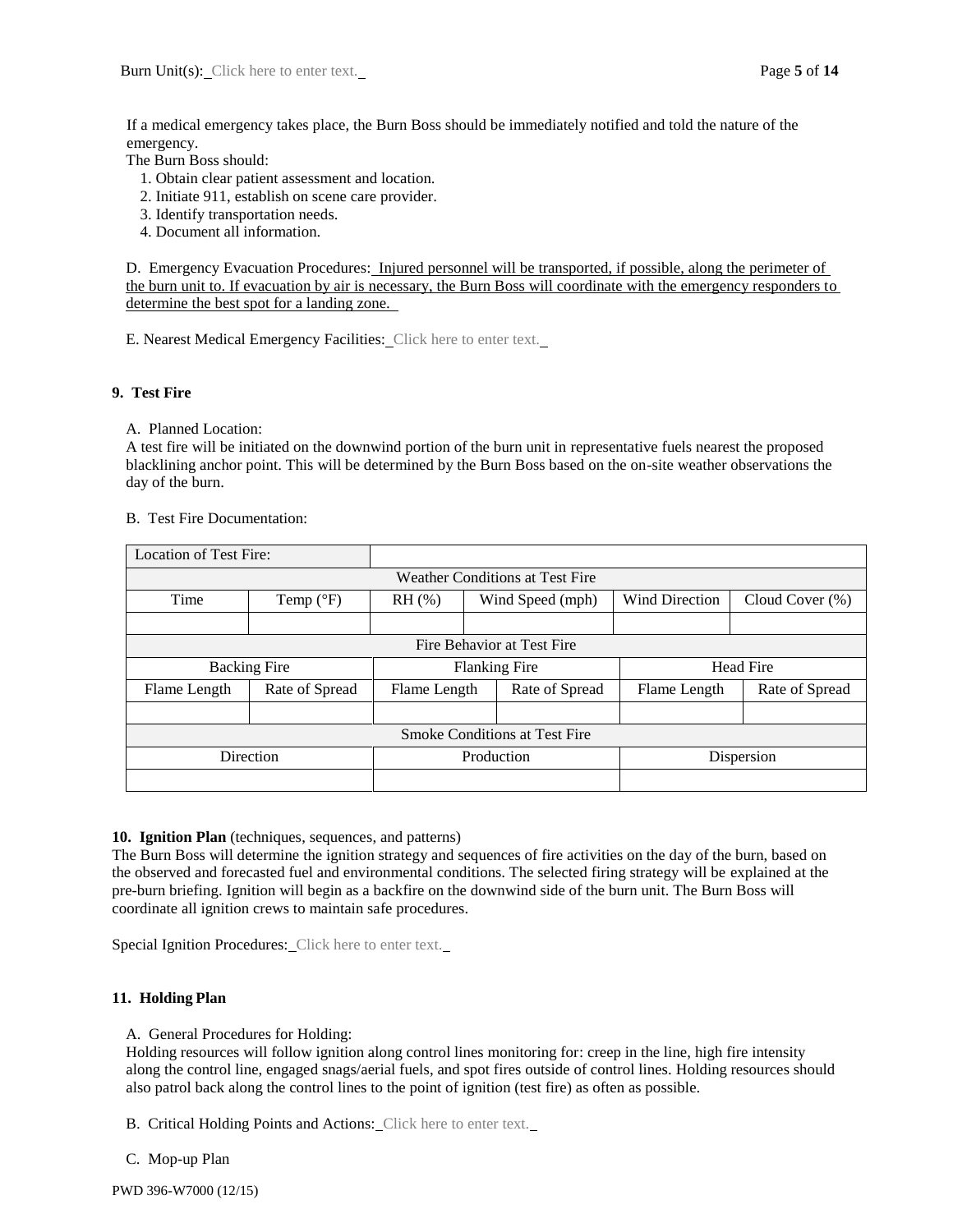If a medical emergency takes place, the Burn Boss should be immediately notified and told the nature of the emergency.

The Burn Boss should:

1. Obtain clear patient assessment and location.
2. Initiate 911, establish on scene care provider.
3. Identify transportation needs.
4. Document all information.

D. Emergency Evacuation Procedures: Injured personnel will be transported, if possible, along the perimeter of the burn unit to. If evacuation by air is necessary, the Burn Boss will coordinate with the emergency responders to determine the best spot for a landing zone.

E. Nearest Medical Emergency Facilities: Click here to enter text.

## 9. Test Fire

A. Planned Location:

A test fire will be initiated on the downwind portion of the burn unit in representative fuels nearest the proposed blacklining anchor point. This will be determined by the Burn Boss based on the on-site weather observations the day of the burn.

B. Test Fire Documentation:

| Location of Test Fire: | | | | | |
|---|---|---|---|---|---|
| Weather Conditions at Test Fire | | | | | |
| Time | Temp (°F) | RH (%) | Wind Speed (mph) | Wind Direction | Cloud Cover (%) |
| | | | | | |
| Fire Behavior at Test Fire | | | | | |
| Backing Fire | | Flanking Fire | | Head Fire | |
| Flame Length | Rate of Spread | Flame Length | Rate of Spread | Flame Length | Rate of Spread |
| | | | | | |
| Smoke Conditions at Test Fire | | | | | |
| Direction | | Production | | Dispersion | |
| | | | | | |

## 10. Ignition Plan (techniques, sequences, and patterns)

The Burn Boss will determine the ignition strategy and sequences of fire activities on the day of the burn, based on the observed and forecasted fuel and environmental conditions. The selected firing strategy will be explained at the pre-burn briefing. Ignition will begin as a backfire on the downwind side of the burn unit. The Burn Boss will coordinate all ignition crews to maintain safe procedures.

Special Ignition Procedures: Click here to enter text.

## 11. Holding Plan

A. General Procedures for Holding:

Holding resources will follow ignition along control lines monitoring for: creep in the line, high fire intensity along the control line, engaged snags/aerial fuels, and spot fires outside of control lines. Holding resources should also patrol back along the control lines to the point of ignition (test fire) as often as possible.

B. Critical Holding Points and Actions: Click here to enter text.

C. Mop-up Plan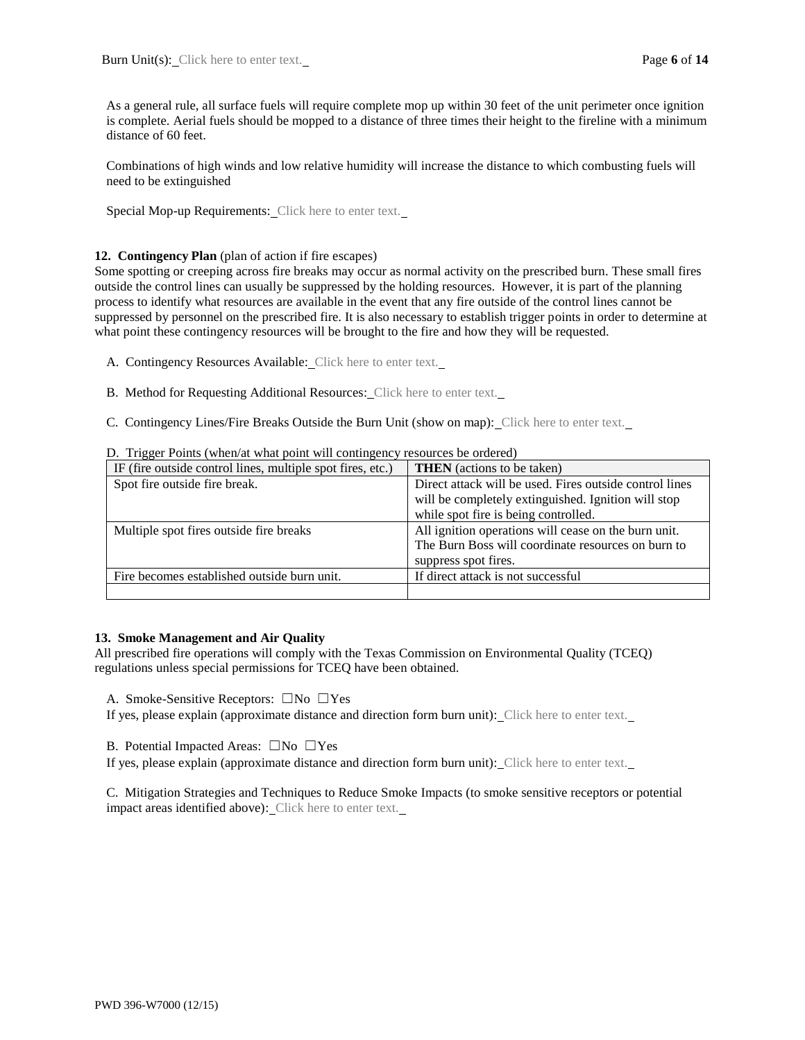As a general rule, all surface fuels will require complete mop up within 30 feet of the unit perimeter once ignition is complete. Aerial fuels should be mopped to a distance of three times their height to the fireline with a minimum distance of 60 feet.

Combinations of high winds and low relative humidity will increase the distance to which combusting fuels will need to be extinguished

Special Mop-up Requirements: Click here to enter text.

**12. Contingency Plan** (plan of action if fire escapes)

Some spotting or creeping across fire breaks may occur as normal activity on the prescribed burn. These small fires outside the control lines can usually be suppressed by the holding resources. However, it is part of the planning process to identify what resources are available in the event that any fire outside of the control lines cannot be suppressed by personnel on the prescribed fire. It is also necessary to establish trigger points in order to determine at what point these contingency resources will be brought to the fire and how they will be requested.

A. Contingency Resources Available: Click here to enter text.

B. Method for Requesting Additional Resources: Click here to enter text.

C. Contingency Lines/Fire Breaks Outside the Burn Unit (show on map): Click here to enter text.

D. Trigger Points (when/at what point will contingency resources be ordered)

| IF (fire outside control lines, multiple spot fires, etc.) | **THEN** (actions to be taken) |
|---|---|
| Spot fire outside fire break. | Direct attack will be used. Fires outside control lines will be completely extinguished. Ignition will stop while spot fire is being controlled. |
| Multiple spot fires outside fire breaks | All ignition operations will cease on the burn unit. The Burn Boss will coordinate resources on burn to suppress spot fires. |
| Fire becomes established outside burn unit. | If direct attack is not successful |
| | |

**13. Smoke Management and Air Quality**

All prescribed fire operations will comply with the Texas Commission on Environmental Quality (TCEQ) regulations unless special permissions for TCEQ have been obtained.

A. Smoke-Sensitive Receptors: ☐No ☐Yes
If yes, please explain (approximate distance and direction form burn unit): Click here to enter text.

B. Potential Impacted Areas: ☐No ☐Yes
If yes, please explain (approximate distance and direction form burn unit): Click here to enter text.

C. Mitigation Strategies and Techniques to Reduce Smoke Impacts (to smoke sensitive receptors or potential impact areas identified above): Click here to enter text.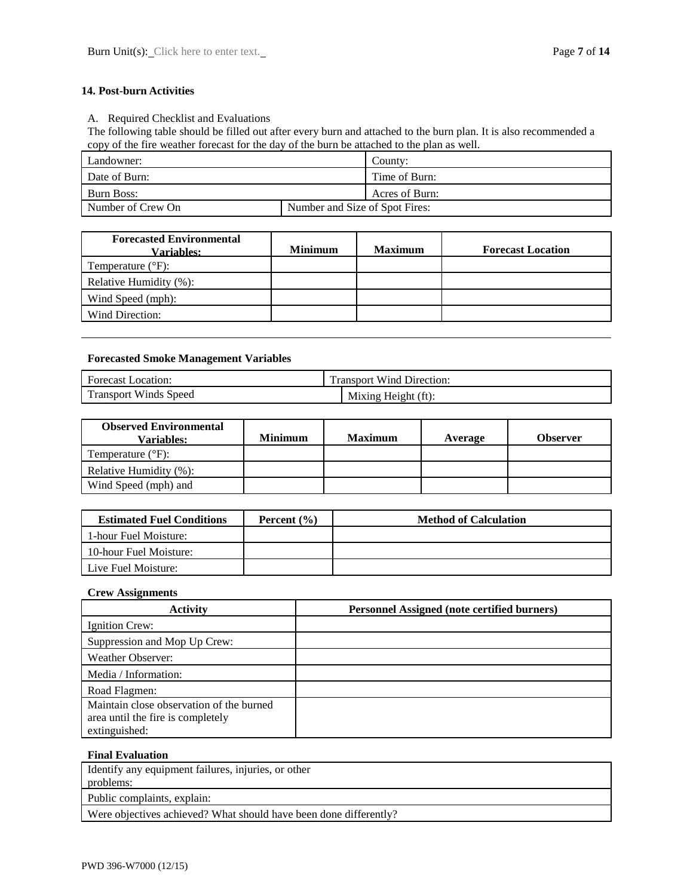## 14. Post-burn Activities

A. Required Checklist and Evaluations

The following table should be filled out after every burn and attached to the burn plan. It is also recommended a copy of the fire weather forecast for the day of the burn be attached to the plan as well.

| Landowner: | | County: |
|---|---|---|
| Date of Burn: | | Time of Burn: |
| Burn Boss: | | Acres of Burn: |
| Number of Crew On | Number and Size of Spot Fires: | |

| Forecasted Environmental Variables: | Minimum | Maximum | Forecast Location |
|---|---|---|---|
| Temperature (°F): | | | |
| Relative Humidity (%): | | | |
| Wind Speed (mph): | | | |
| Wind Direction: | | | |

**Forecasted Smoke Management Variables**

| Forecast Location: | Transport Wind Direction: |
|---|---|
| Transport Winds Speed | Mixing Height (ft): |

| Observed Environmental Variables: | Minimum | Maximum | Average | Observer |
|---|---|---|---|---|
| Temperature (°F): | | | | |
| Relative Humidity (%): | | | | |
| Wind Speed (mph) and | | | | |

| Estimated Fuel Conditions | Percent (%) | Method of Calculation |
|---|---|---|
| 1-hour Fuel Moisture: | | |
| 10-hour Fuel Moisture: | | |
| Live Fuel Moisture: | | |

**Crew Assignments**

| Activity | Personnel Assigned (note certified burners) |
|---|---|
| Ignition Crew: | |
| Suppression and Mop Up Crew: | |
| Weather Observer: | |
| Media / Information: | |
| Road Flagmen: | |
| Maintain close observation of the burned area until the fire is completely extinguished: | |

**Final Evaluation**

| Identify any equipment failures, injuries, or other problems: |
|---|
| Public complaints, explain: |
| Were objectives achieved? What should have been done differently? |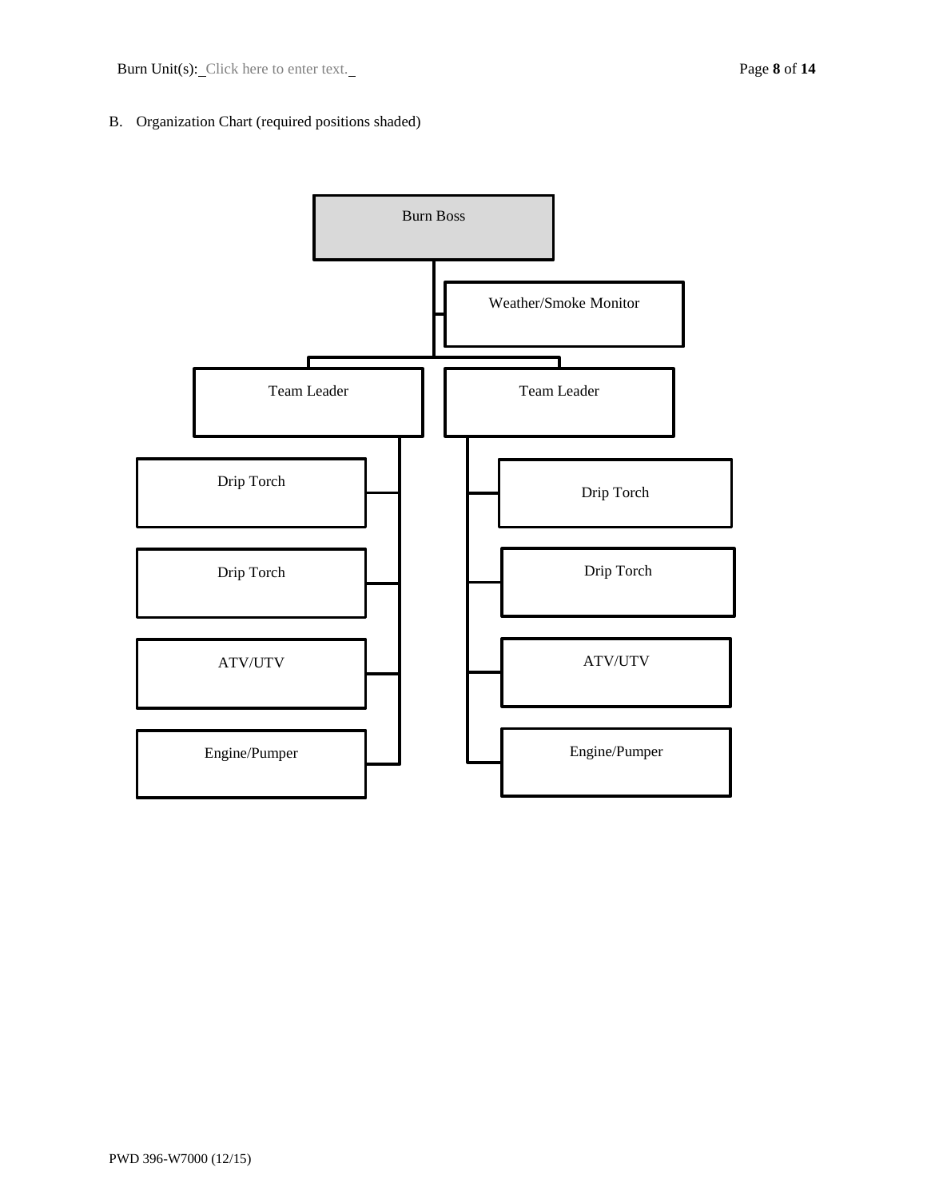B. Organization Chart (required positions shaded)

- **Burn Boss** (required position, shaded)
  - Weather/Smoke Monitor
  - Team Leader
    - Drip Torch
    - Drip Torch
    - ATV/UTV
    - Engine/Pumper
  - Team Leader
    - Drip Torch
    - Drip Torch
    - ATV/UTV
    - Engine/Pumper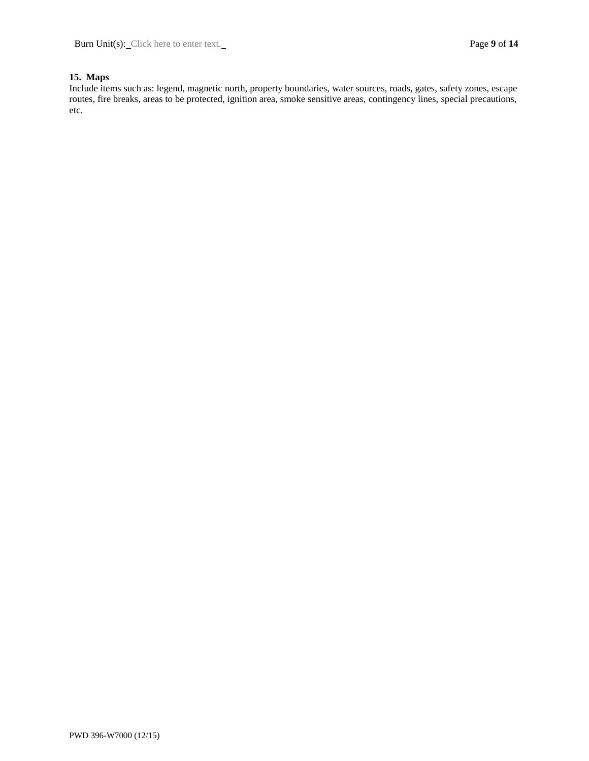## 15. Maps

Include items such as: legend, magnetic north, property boundaries, water sources, roads, gates, safety zones, escape routes, fire breaks, areas to be protected, ignition area, smoke sensitive areas, contingency lines, special precautions, etc.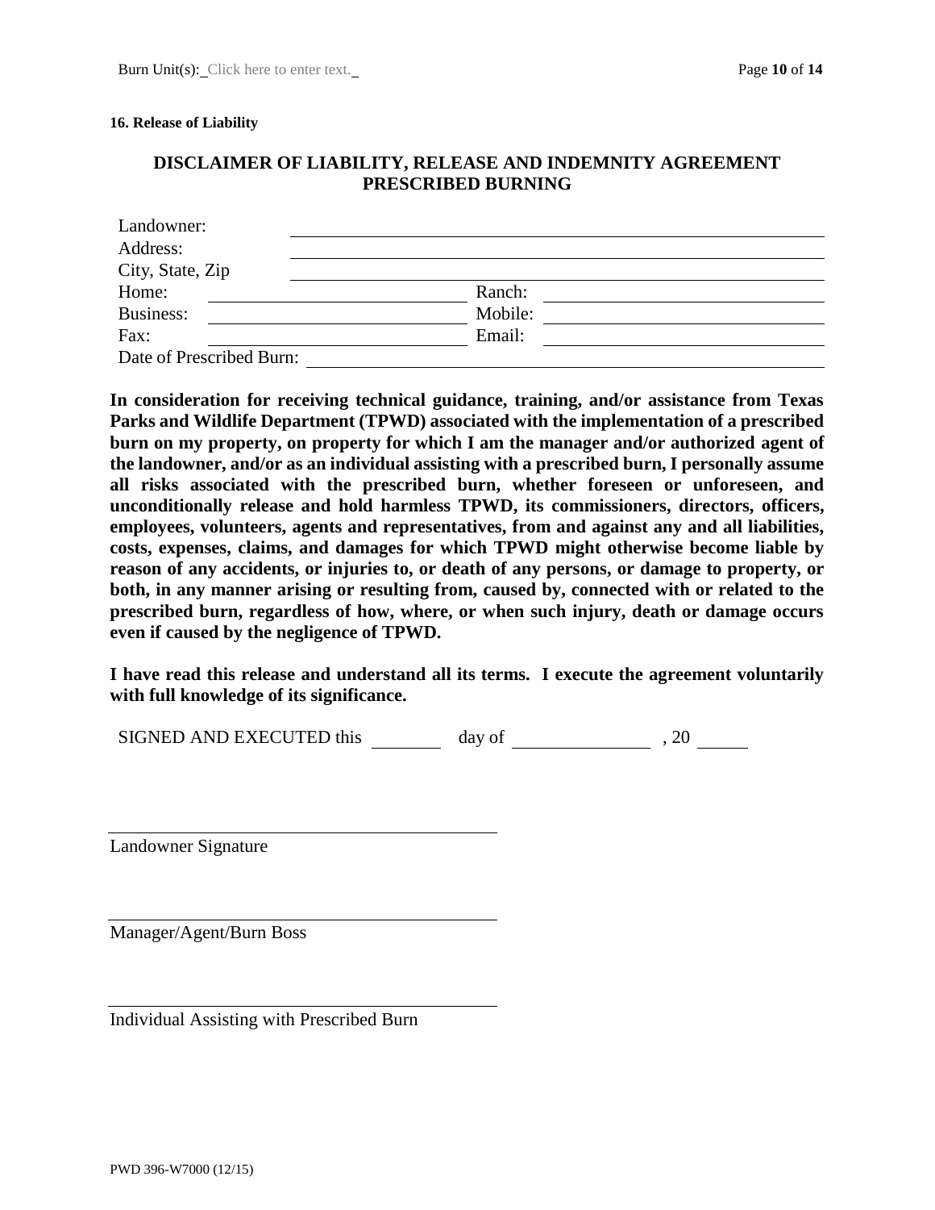**16. Release of Liability**

## DISCLAIMER OF LIABILITY, RELEASE AND INDEMNITY AGREEMENT PRESCRIBED BURNING

Landowner: ______________________________________________

Address: ______________________________________________

City, State, Zip ______________________________________________

Home: ____________________ Ranch: ____________________

Business: ____________________ Mobile: ____________________

Fax: ____________________ Email: ____________________

Date of Prescribed Burn: ______________________________________________

**In consideration for receiving technical guidance, training, and/or assistance from Texas Parks and Wildlife Department (TPWD) associated with the implementation of a prescribed burn on my property, on property for which I am the manager and/or authorized agent of the landowner, and/or as an individual assisting with a prescribed burn, I personally assume all risks associated with the prescribed burn, whether foreseen or unforeseen, and unconditionally release and hold harmless TPWD, its commissioners, directors, officers, employees, volunteers, agents and representatives, from and against any and all liabilities, costs, expenses, claims, and damages for which TPWD might otherwise become liable by reason of any accidents, or injuries to, or death of any persons, or damage to property, or both, in any manner arising or resulting from, caused by, connected with or related to the prescribed burn, regardless of how, where, or when such injury, death or damage occurs even if caused by the negligence of TPWD.**

**I have read this release and understand all its terms. I execute the agreement voluntarily with full knowledge of its significance.**

SIGNED AND EXECUTED this ________ day of ________________ , 20 ______

______________________________________________
Landowner Signature

______________________________________________
Manager/Agent/Burn Boss

______________________________________________
Individual Assisting with Prescribed Burn

PWD 396-W7000 (12/15)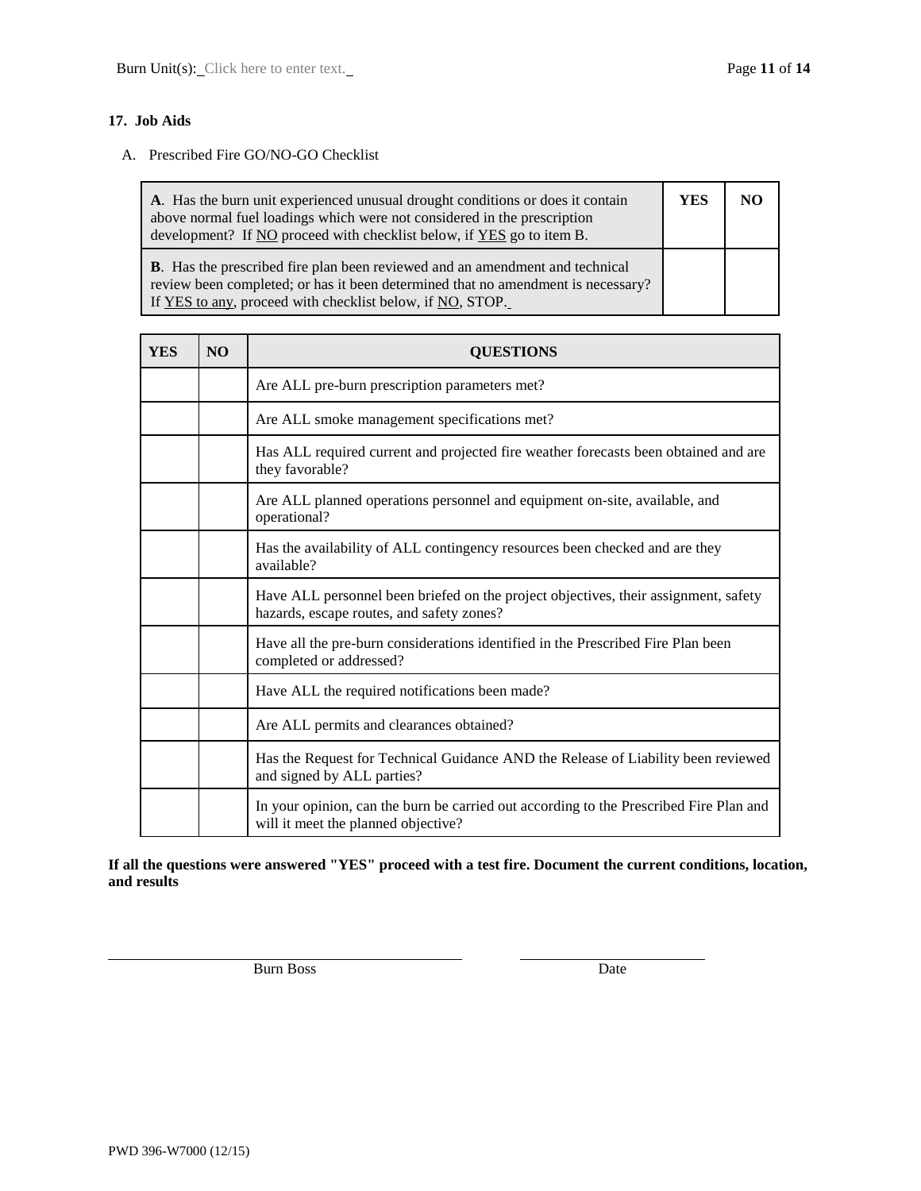## 17. Job Aids

A. Prescribed Fire GO/NO-GO Checklist

| | YES | NO |
|---|---|---|
| **A**. Has the burn unit experienced unusual drought conditions or does it contain above normal fuel loadings which were not considered in the prescription development? If NO proceed with checklist below, if YES go to item B. | | |
| **B**. Has the prescribed fire plan been reviewed and an amendment and technical review been completed; or has it been determined that no amendment is necessary? If YES to any, proceed with checklist below, if NO, STOP. | | |

| YES | NO | QUESTIONS |
|---|---|---|
| | | Are ALL pre-burn prescription parameters met? |
| | | Are ALL smoke management specifications met? |
| | | Has ALL required current and projected fire weather forecasts been obtained and are they favorable? |
| | | Are ALL planned operations personnel and equipment on-site, available, and operational? |
| | | Has the availability of ALL contingency resources been checked and are they available? |
| | | Have ALL personnel been briefed on the project objectives, their assignment, safety hazards, escape routes, and safety zones? |
| | | Have all the pre-burn considerations identified in the Prescribed Fire Plan been completed or addressed? |
| | | Have ALL the required notifications been made? |
| | | Are ALL permits and clearances obtained? |
| | | Has the Request for Technical Guidance AND the Release of Liability been reviewed and signed by ALL parties? |
| | | In your opinion, can the burn be carried out according to the Prescribed Fire Plan and will it meet the planned objective? |

**If all the questions were answered "YES" proceed with a test fire. Document the current conditions, location, and results**

Burn Boss _______________ Date _______________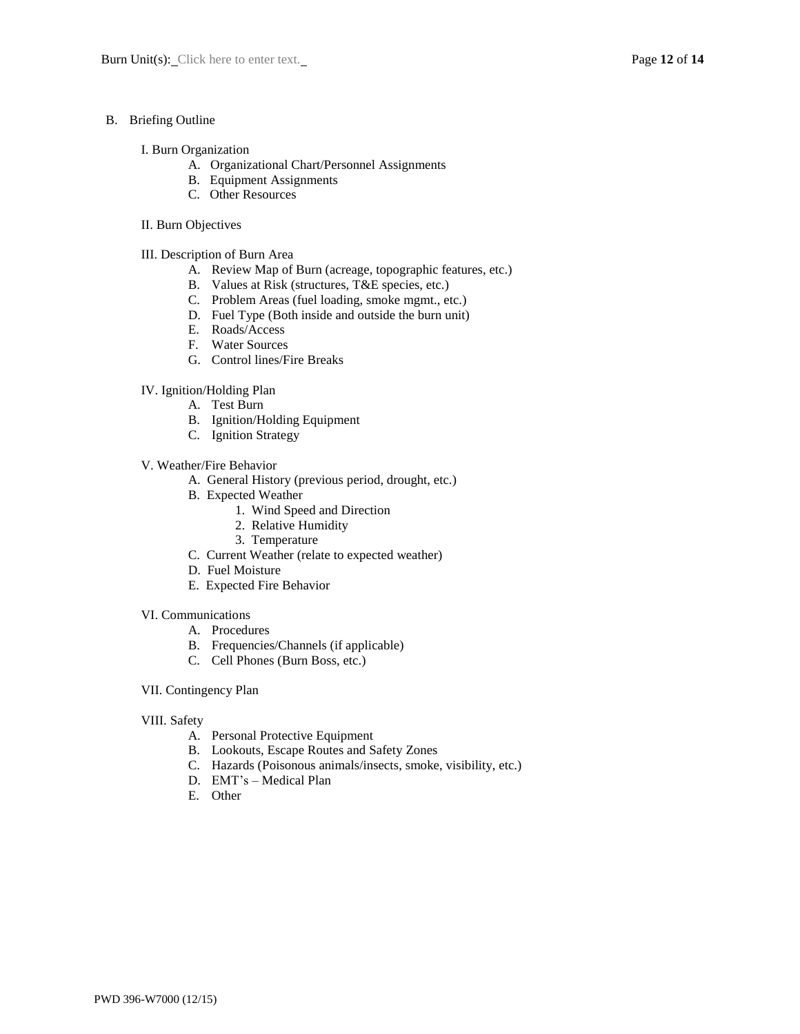B. Briefing Outline

I. Burn Organization

- A. Organizational Chart/Personnel Assignments
- B. Equipment Assignments
- C. Other Resources

II. Burn Objectives

III. Description of Burn Area

- A. Review Map of Burn (acreage, topographic features, etc.)
- B. Values at Risk (structures, T&E species, etc.)
- C. Problem Areas (fuel loading, smoke mgmt., etc.)
- D. Fuel Type (Both inside and outside the burn unit)
- E. Roads/Access
- F. Water Sources
- G. Control lines/Fire Breaks

IV. Ignition/Holding Plan

- A. Test Burn
- B. Ignition/Holding Equipment
- C. Ignition Strategy

V. Weather/Fire Behavior

- A. General History (previous period, drought, etc.)
- B. Expected Weather
  1. Wind Speed and Direction
  2. Relative Humidity
  3. Temperature
- C. Current Weather (relate to expected weather)
- D. Fuel Moisture
- E. Expected Fire Behavior

VI. Communications

- A. Procedures
- B. Frequencies/Channels (if applicable)
- C. Cell Phones (Burn Boss, etc.)

VII. Contingency Plan

VIII. Safety

- A. Personal Protective Equipment
- B. Lookouts, Escape Routes and Safety Zones
- C. Hazards (Poisonous animals/insects, smoke, visibility, etc.)
- D. EMT's – Medical Plan
- E. Other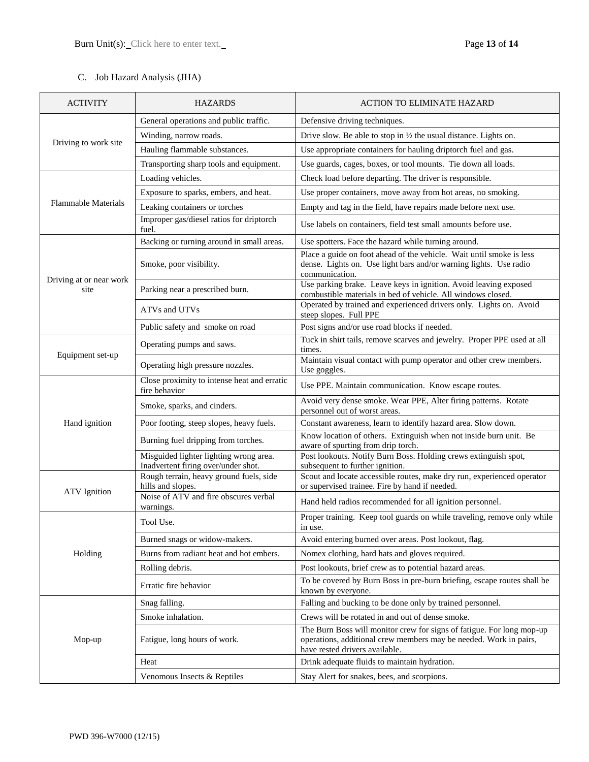Burn Unit(s): Click here to enter text.

C. Job Hazard Analysis (JHA)

| ACTIVITY | HAZARDS | ACTION TO ELIMINATE HAZARD |
|---|---|---|
| Driving to work site | General operations and public traffic. | Defensive driving techniques. |
| | Winding, narrow roads. | Drive slow. Be able to stop in ½ the usual distance. Lights on. |
| | Hauling flammable substances. | Use appropriate containers for hauling driptorch fuel and gas. |
| | Transporting sharp tools and equipment. | Use guards, cages, boxes, or tool mounts. Tie down all loads. |
| Flammable Materials | Loading vehicles. | Check load before departing. The driver is responsible. |
| | Exposure to sparks, embers, and heat. | Use proper containers, move away from hot areas, no smoking. |
| | Leaking containers or torches | Empty and tag in the field, have repairs made before next use. |
| | Improper gas/diesel ratios for driptorch fuel. | Use labels on containers, field test small amounts before use. |
| Driving at or near work site | Backing or turning around in small areas. | Use spotters. Face the hazard while turning around. |
| | Smoke, poor visibility. | Place a guide on foot ahead of the vehicle. Wait until smoke is less dense. Lights on. Use light bars and/or warning lights. Use radio communication. |
| | Parking near a prescribed burn. | Use parking brake. Leave keys in ignition. Avoid leaving exposed combustible materials in bed of vehicle. All windows closed. |
| | ATVs and UTVs | Operated by trained and experienced drivers only. Lights on. Avoid steep slopes. Full PPE |
| | Public safety and smoke on road | Post signs and/or use road blocks if needed. |
| Equipment set-up | Operating pumps and saws. | Tuck in shirt tails, remove scarves and jewelry. Proper PPE used at all times. |
| | Operating high pressure nozzles. | Maintain visual contact with pump operator and other crew members. Use goggles. |
| Hand ignition | Close proximity to intense heat and erratic fire behavior | Use PPE. Maintain communication. Know escape routes. |
| | Smoke, sparks, and cinders. | Avoid very dense smoke. Wear PPE, Alter firing patterns. Rotate personnel out of worst areas. |
| | Poor footing, steep slopes, heavy fuels. | Constant awareness, learn to identify hazard area. Slow down. |
| | Burning fuel dripping from torches. | Know location of others. Extinguish when not inside burn unit. Be aware of spurting from drip torch. |
| | Misguided lighter lighting wrong area. Inadvertent firing over/under shot. | Post lookouts. Notify Burn Boss. Holding crews extinguish spot, subsequent to further ignition. |
| ATV Ignition | Rough terrain, heavy ground fuels, side hills and slopes. | Scout and locate accessible routes, make dry run, experienced operator or supervised trainee. Fire by hand if needed. |
| | Noise of ATV and fire obscures verbal warnings. | Hand held radios recommended for all ignition personnel. |
| Holding | Tool Use. | Proper training. Keep tool guards on while traveling, remove only while in use. |
| | Burned snags or widow-makers. | Avoid entering burned over areas. Post lookout, flag. |
| | Burns from radiant heat and hot embers. | Nomex clothing, hard hats and gloves required. |
| | Rolling debris. | Post lookouts, brief crew as to potential hazard areas. |
| | Erratic fire behavior | To be covered by Burn Boss in pre-burn briefing, escape routes shall be known by everyone. |
| Mop-up | Snag falling. | Falling and bucking to be done only by trained personnel. |
| | Smoke inhalation. | Crews will be rotated in and out of dense smoke. |
| | Fatigue, long hours of work. | The Burn Boss will monitor crew for signs of fatigue. For long mop-up operations, additional crew members may be needed. Work in pairs, have rested drivers available. |
| | Heat | Drink adequate fluids to maintain hydration. |
| | Venomous Insects & Reptiles | Stay Alert for snakes, bees, and scorpions. |

PWD 396-W7000 (12/15)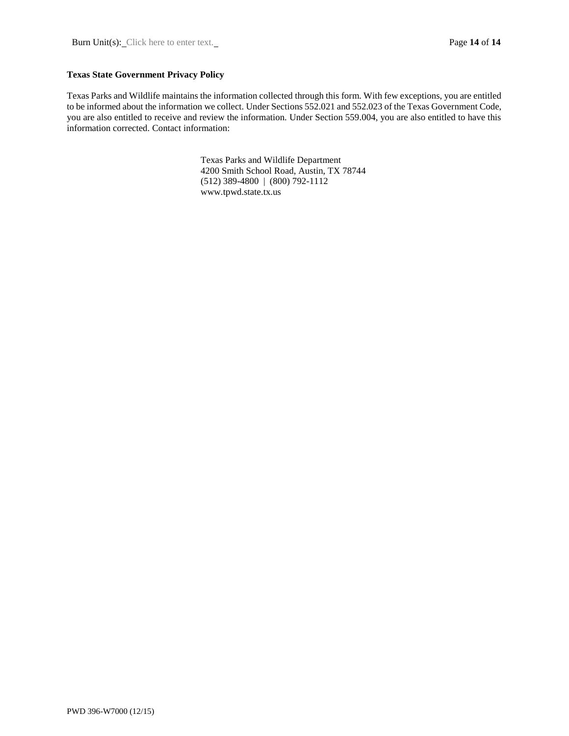**Texas State Government Privacy Policy**

Texas Parks and Wildlife maintains the information collected through this form. With few exceptions, you are entitled to be informed about the information we collect. Under Sections 552.021 and 552.023 of the Texas Government Code, you are also entitled to receive and review the information. Under Section 559.004, you are also entitled to have this information corrected. Contact information:

Texas Parks and Wildlife Department
4200 Smith School Road, Austin, TX 78744
(512) 389-4800 | (800) 792-1112
www.tpwd.state.tx.us